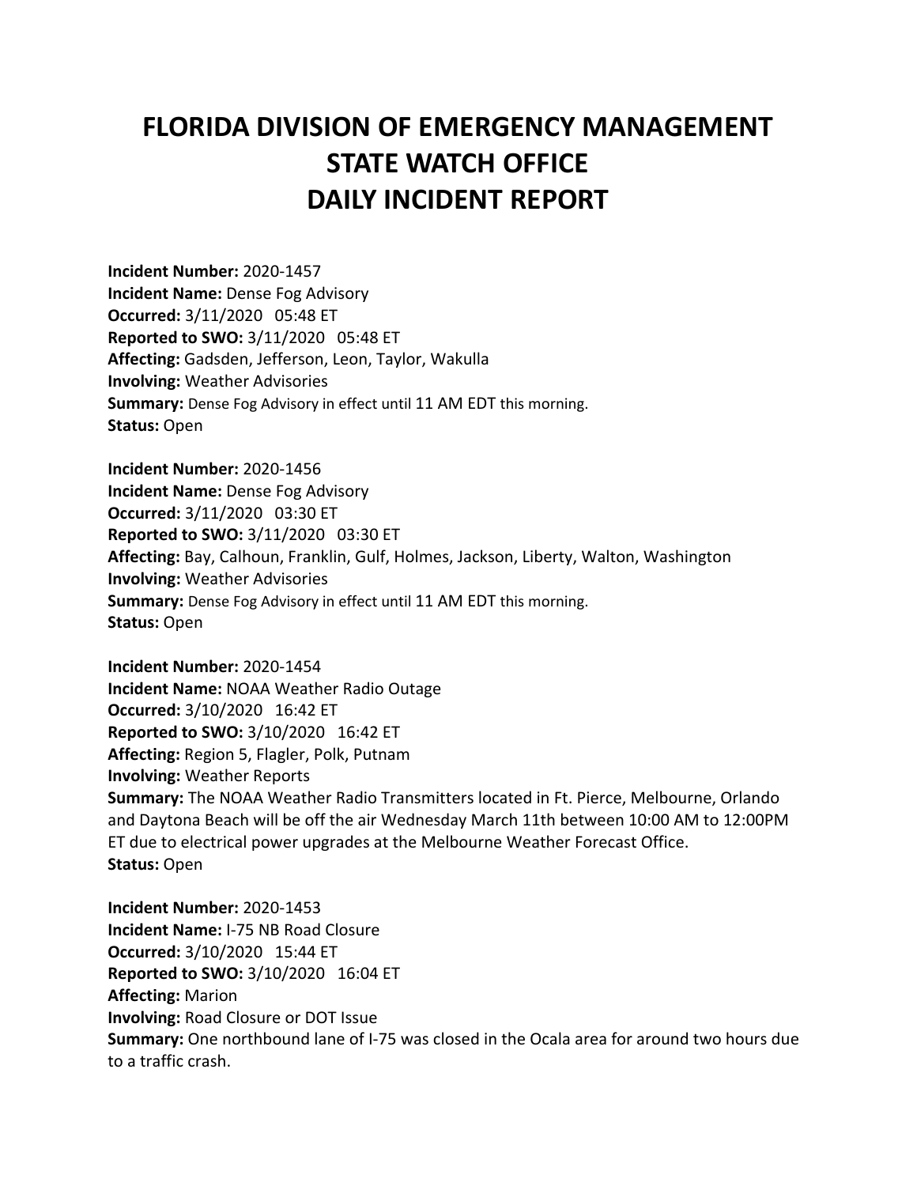# FLORIDA DIVISION OF EMERGENCY MANAGEMENT
# STATE WATCH OFFICE
# DAILY INCIDENT REPORT

**Incident Number:** 2020-1457
**Incident Name:** Dense Fog Advisory
**Occurred:** 3/11/2020 05:48 ET
**Reported to SWO:** 3/11/2020 05:48 ET
**Affecting:** Gadsden, Jefferson, Leon, Taylor, Wakulla
**Involving:** Weather Advisories
**Summary:** Dense Fog Advisory in effect until 11 AM EDT this morning.
**Status:** Open

**Incident Number:** 2020-1456
**Incident Name:** Dense Fog Advisory
**Occurred:** 3/11/2020 03:30 ET
**Reported to SWO:** 3/11/2020 03:30 ET
**Affecting:** Bay, Calhoun, Franklin, Gulf, Holmes, Jackson, Liberty, Walton, Washington
**Involving:** Weather Advisories
**Summary:** Dense Fog Advisory in effect until 11 AM EDT this morning.
**Status:** Open

**Incident Number:** 2020-1454
**Incident Name:** NOAA Weather Radio Outage
**Occurred:** 3/10/2020 16:42 ET
**Reported to SWO:** 3/10/2020 16:42 ET
**Affecting:** Region 5, Flagler, Polk, Putnam
**Involving:** Weather Reports
**Summary:** The NOAA Weather Radio Transmitters located in Ft. Pierce, Melbourne, Orlando and Daytona Beach will be off the air Wednesday March 11th between 10:00 AM to 12:00PM ET due to electrical power upgrades at the Melbourne Weather Forecast Office.
**Status:** Open

**Incident Number:** 2020-1453
**Incident Name:** I-75 NB Road Closure
**Occurred:** 3/10/2020 15:44 ET
**Reported to SWO:** 3/10/2020 16:04 ET
**Affecting:** Marion
**Involving:** Road Closure or DOT Issue
**Summary:** One northbound lane of I-75 was closed in the Ocala area for around two hours due to a traffic crash.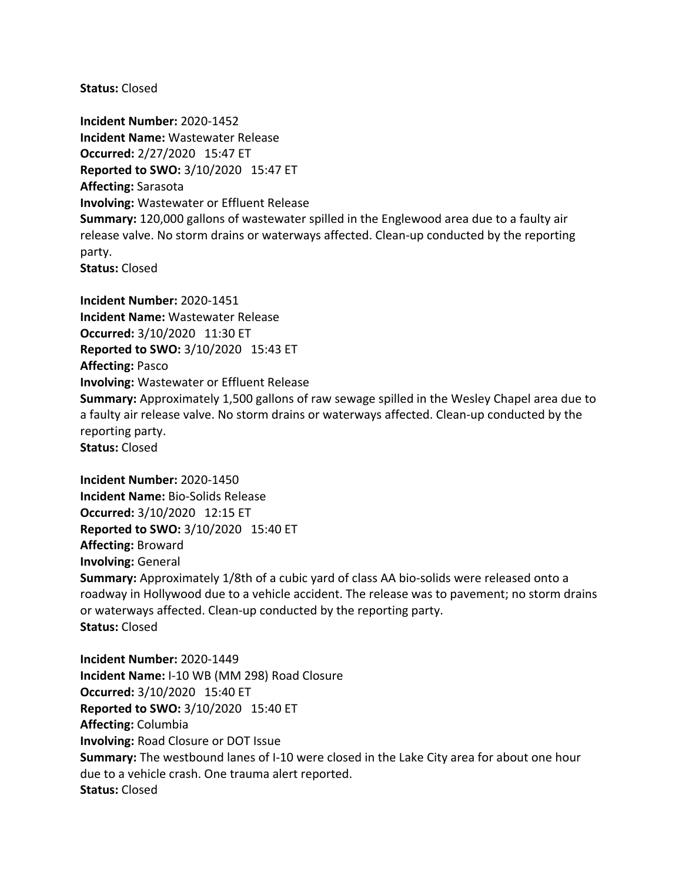**Status:** Closed

**Incident Number:** 2020-1452
**Incident Name:** Wastewater Release
**Occurred:** 2/27/2020 15:47 ET
**Reported to SWO:** 3/10/2020 15:47 ET
**Affecting:** Sarasota
**Involving:** Wastewater or Effluent Release
**Summary:** 120,000 gallons of wastewater spilled in the Englewood area due to a faulty air release valve. No storm drains or waterways affected. Clean-up conducted by the reporting party.
**Status:** Closed

**Incident Number:** 2020-1451
**Incident Name:** Wastewater Release
**Occurred:** 3/10/2020 11:30 ET
**Reported to SWO:** 3/10/2020 15:43 ET
**Affecting:** Pasco
**Involving:** Wastewater or Effluent Release
**Summary:** Approximately 1,500 gallons of raw sewage spilled in the Wesley Chapel area due to a faulty air release valve. No storm drains or waterways affected. Clean-up conducted by the reporting party.
**Status:** Closed

**Incident Number:** 2020-1450
**Incident Name:** Bio-Solids Release
**Occurred:** 3/10/2020 12:15 ET
**Reported to SWO:** 3/10/2020 15:40 ET
**Affecting:** Broward
**Involving:** General
**Summary:** Approximately 1/8th of a cubic yard of class AA bio-solids were released onto a roadway in Hollywood due to a vehicle accident. The release was to pavement; no storm drains or waterways affected. Clean-up conducted by the reporting party.
**Status:** Closed

**Incident Number:** 2020-1449
**Incident Name:** I-10 WB (MM 298) Road Closure
**Occurred:** 3/10/2020 15:40 ET
**Reported to SWO:** 3/10/2020 15:40 ET
**Affecting:** Columbia
**Involving:** Road Closure or DOT Issue
**Summary:** The westbound lanes of I-10 were closed in the Lake City area for about one hour due to a vehicle crash. One trauma alert reported.
**Status:** Closed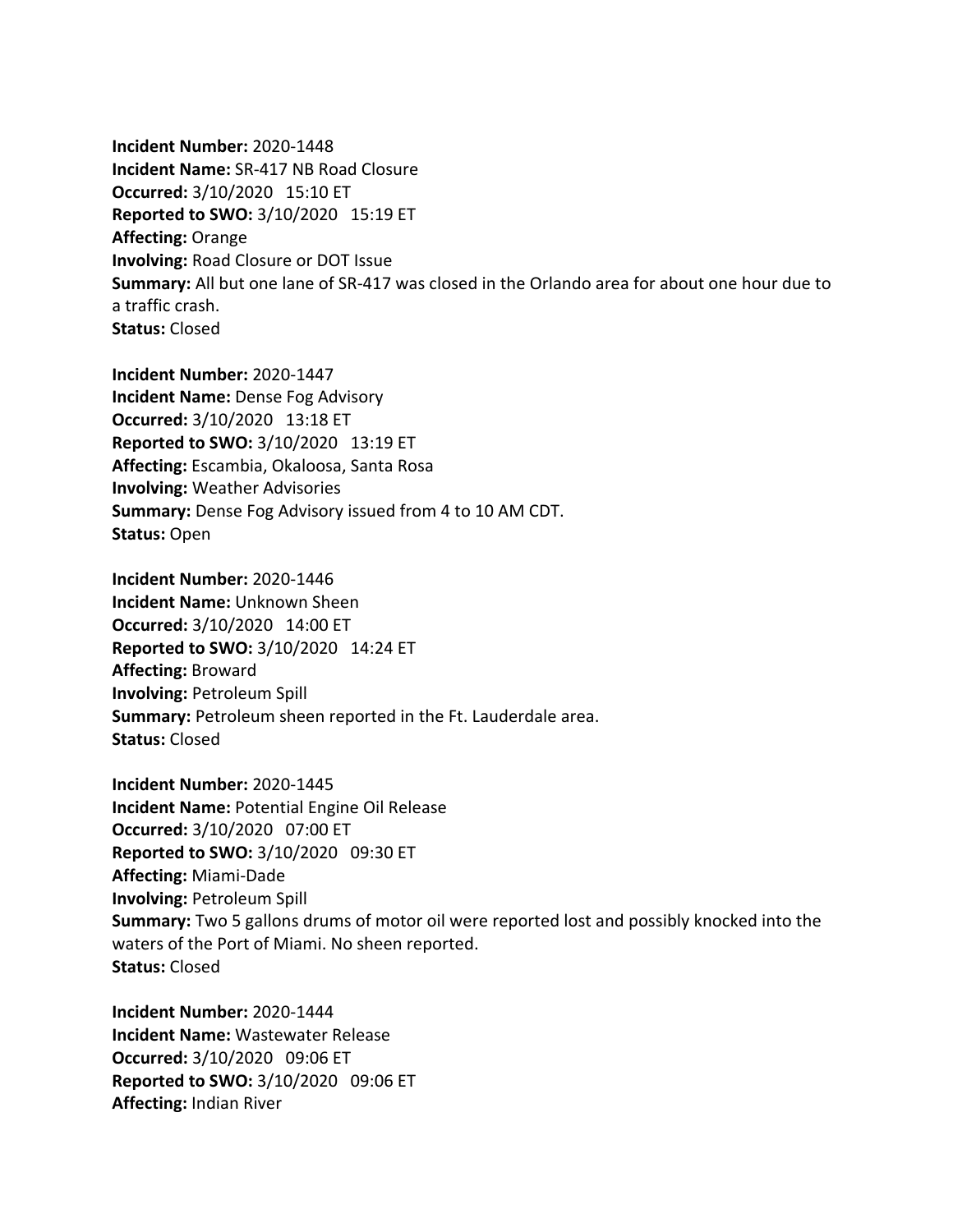**Incident Number:** 2020-1448
**Incident Name:** SR-417 NB Road Closure
**Occurred:** 3/10/2020 15:10 ET
**Reported to SWO:** 3/10/2020 15:19 ET
**Affecting:** Orange
**Involving:** Road Closure or DOT Issue
**Summary:** All but one lane of SR-417 was closed in the Orlando area for about one hour due to a traffic crash.
**Status:** Closed

**Incident Number:** 2020-1447
**Incident Name:** Dense Fog Advisory
**Occurred:** 3/10/2020 13:18 ET
**Reported to SWO:** 3/10/2020 13:19 ET
**Affecting:** Escambia, Okaloosa, Santa Rosa
**Involving:** Weather Advisories
**Summary:** Dense Fog Advisory issued from 4 to 10 AM CDT.
**Status:** Open

**Incident Number:** 2020-1446
**Incident Name:** Unknown Sheen
**Occurred:** 3/10/2020 14:00 ET
**Reported to SWO:** 3/10/2020 14:24 ET
**Affecting:** Broward
**Involving:** Petroleum Spill
**Summary:** Petroleum sheen reported in the Ft. Lauderdale area.
**Status:** Closed

**Incident Number:** 2020-1445
**Incident Name:** Potential Engine Oil Release
**Occurred:** 3/10/2020 07:00 ET
**Reported to SWO:** 3/10/2020 09:30 ET
**Affecting:** Miami-Dade
**Involving:** Petroleum Spill
**Summary:** Two 5 gallons drums of motor oil were reported lost and possibly knocked into the waters of the Port of Miami. No sheen reported.
**Status:** Closed

**Incident Number:** 2020-1444
**Incident Name:** Wastewater Release
**Occurred:** 3/10/2020 09:06 ET
**Reported to SWO:** 3/10/2020 09:06 ET
**Affecting:** Indian River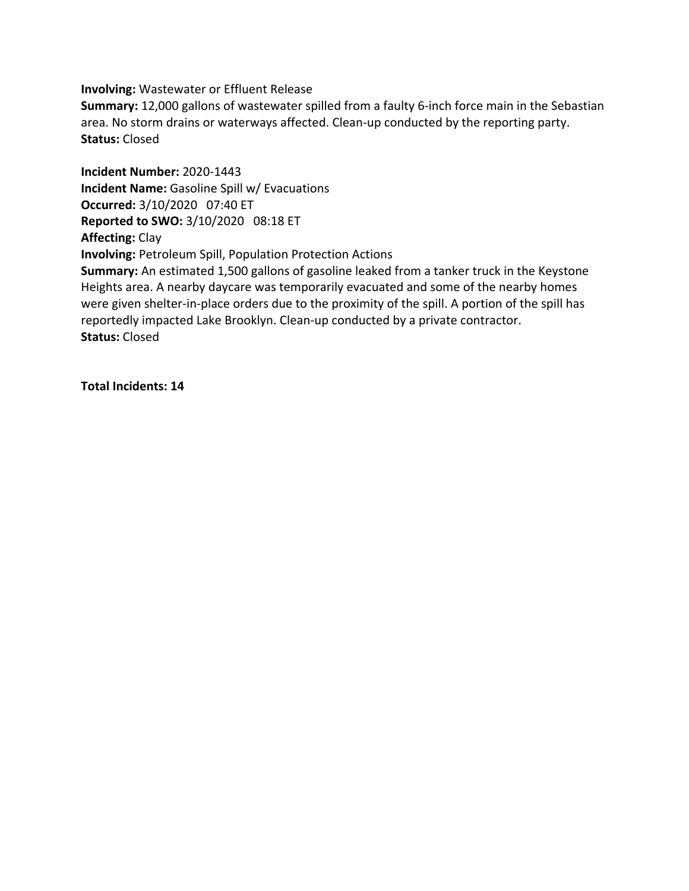**Involving:** Wastewater or Effluent Release
**Summary:** 12,000 gallons of wastewater spilled from a faulty 6-inch force main in the Sebastian area. No storm drains or waterways affected. Clean-up conducted by the reporting party.
**Status:** Closed

**Incident Number:** 2020-1443
**Incident Name:** Gasoline Spill w/ Evacuations
**Occurred:** 3/10/2020 07:40 ET
**Reported to SWO:** 3/10/2020 08:18 ET
**Affecting:** Clay
**Involving:** Petroleum Spill, Population Protection Actions
**Summary:** An estimated 1,500 gallons of gasoline leaked from a tanker truck in the Keystone Heights area. A nearby daycare was temporarily evacuated and some of the nearby homes were given shelter-in-place orders due to the proximity of the spill. A portion of the spill has reportedly impacted Lake Brooklyn. Clean-up conducted by a private contractor.
**Status:** Closed

**Total Incidents: 14**